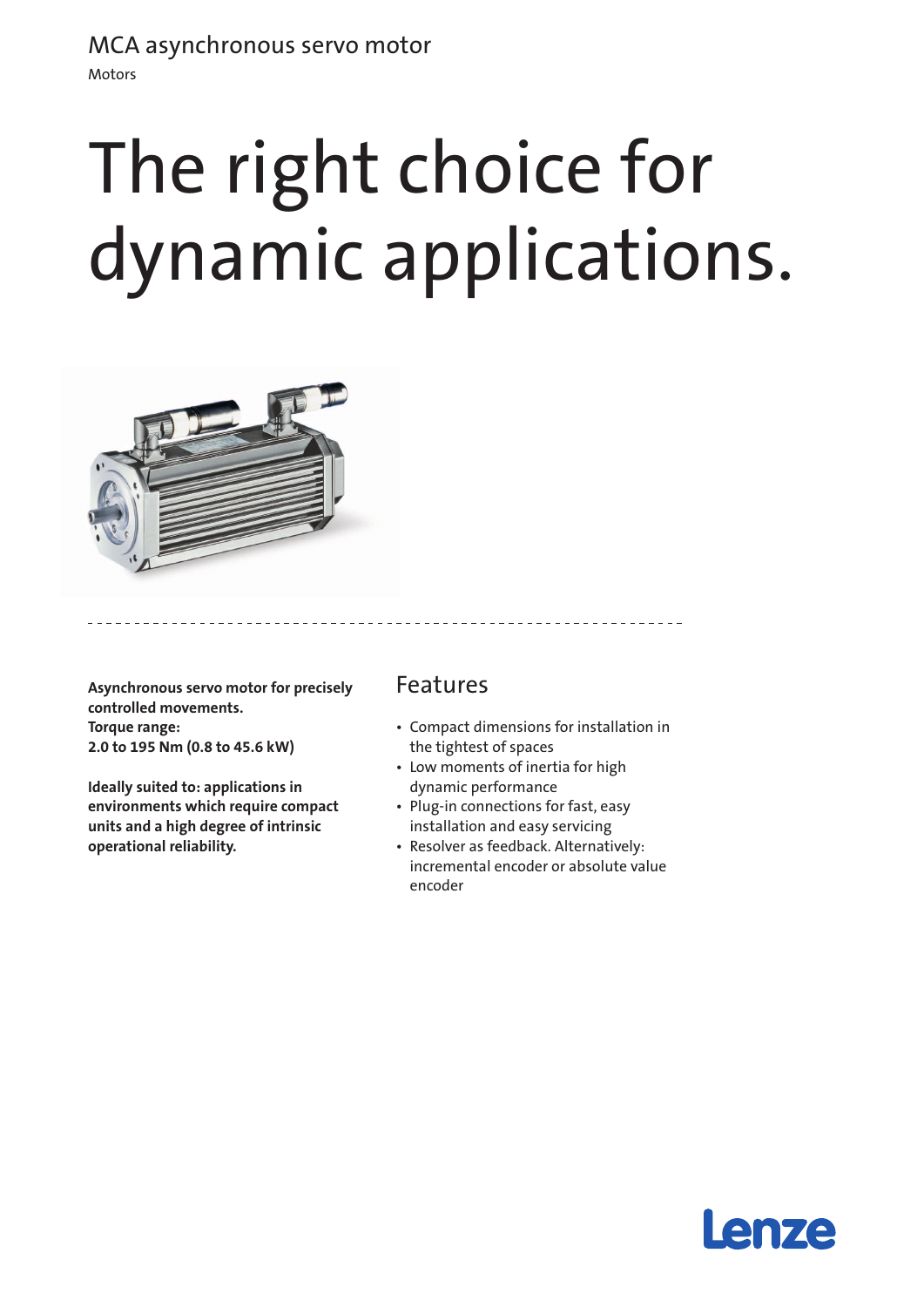MCA asynchronous servo motor

Motors

# The right choice for dynamic applications.

**Asynchronous servo motor for precisely controlled movements.**
**Torque range:**
**2.0 to 195 Nm (0.8 to 45.6 kW)**

**Ideally suited to: applications in environments which require compact units and a high degree of intrinsic operational reliability.**

## Features

- Compact dimensions for installation in the tightest of spaces
- Low moments of inertia for high dynamic performance
- Plug-in connections for fast, easy installation and easy servicing
- Resolver as feedback. Alternatively: incremental encoder or absolute value encoder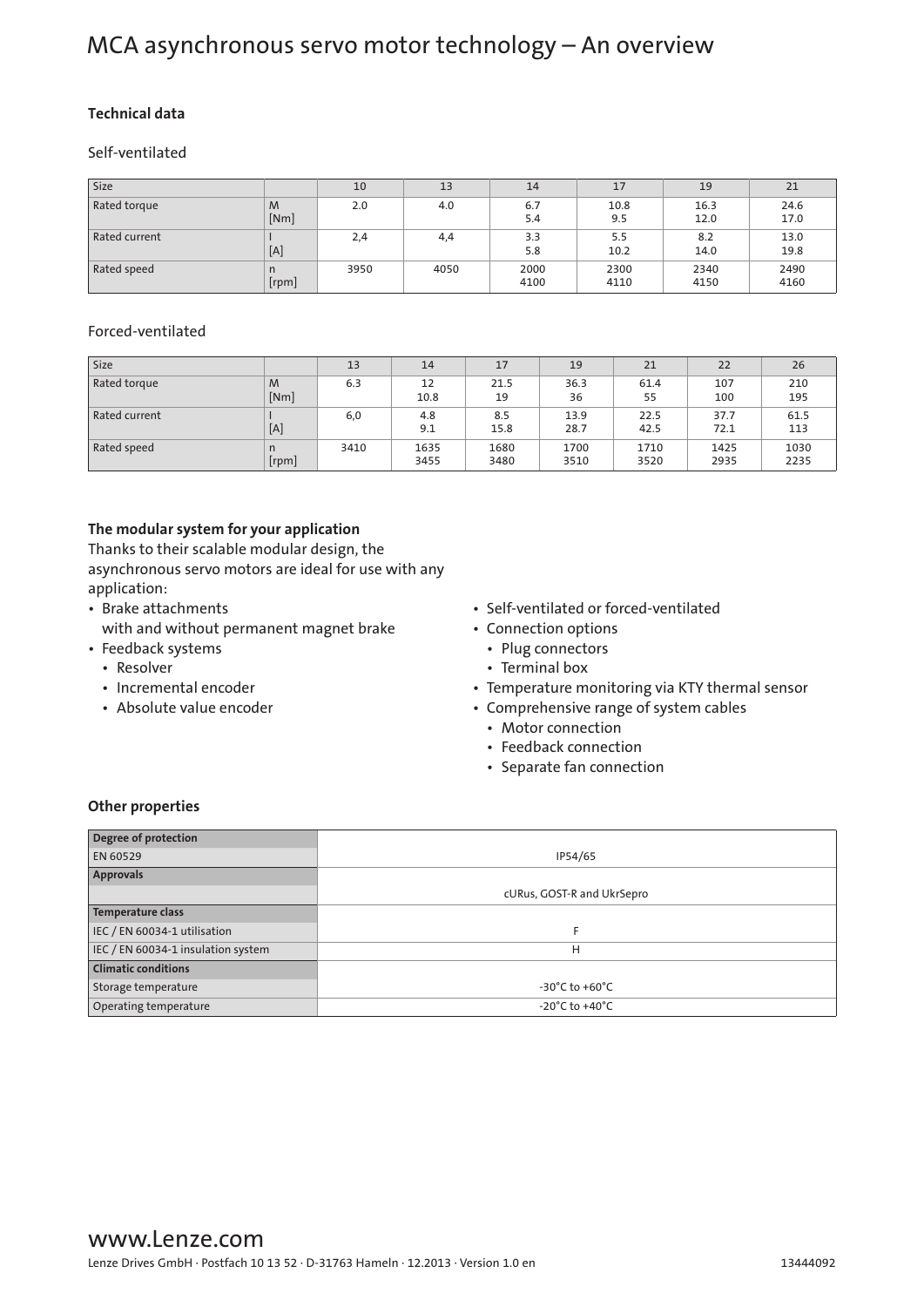# MCA asynchronous servo motor technology – An overview

**Technical data**

Self-ventilated

| Size | | 10 | 13 | 14 | 17 | 19 | 21 |
|---|---|---|---|---|---|---|---|
| Rated torque | M [Nm] | 2.0 | 4.0 | 6.7<br>5.4 | 10.8<br>9.5 | 16.3<br>12.0 | 24.6<br>17.0 |
| Rated current | I [A] | 2,4 | 4,4 | 3.3<br>5.8 | 5.5<br>10.2 | 8.2<br>14.0 | 13.0<br>19.8 |
| Rated speed | n [rpm] | 3950 | 4050 | 2000<br>4100 | 2300<br>4110 | 2340<br>4150 | 2490<br>4160 |

Forced-ventilated

| Size | | 13 | 14 | 17 | 19 | 21 | 22 | 26 |
|---|---|---|---|---|---|---|---|---|
| Rated torque | M [Nm] | 6.3 | 12<br>10.8 | 21.5<br>19 | 36.3<br>36 | 61.4<br>55 | 107<br>100 | 210<br>195 |
| Rated current | I [A] | 6,0 | 4.8<br>9.1 | 8.5<br>15.8 | 13.9<br>28.7 | 22.5<br>42.5 | 37.7<br>72.1 | 61.5<br>113 |
| Rated speed | n [rpm] | 3410 | 1635<br>3455 | 1680<br>3480 | 1700<br>3510 | 1710<br>3520 | 1425<br>2935 | 1030<br>2235 |

**The modular system for your application**

Thanks to their scalable modular design, the asynchronous servo motors are ideal for use with any application:

- Brake attachments
  with and without permanent magnet brake
- Feedback systems
  - Resolver
  - Incremental encoder
  - Absolute value encoder
- Self-ventilated or forced-ventilated
- Connection options
  - Plug connectors
  - Terminal box
- Temperature monitoring via KTY thermal sensor
- Comprehensive range of system cables
  - Motor connection
  - Feedback connection
  - Separate fan connection

**Other properties**

| | |
|---|---|
| **Degree of protection** | |
| EN 60529 | IP54/65 |
| **Approvals** | |
| | cURus, GOST-R and UkrSepro |
| **Temperature class** | |
| IEC / EN 60034-1 utilisation | F |
| IEC / EN 60034-1 insulation system | H |
| **Climatic conditions** | |
| Storage temperature | -30°C to +60°C |
| Operating temperature | -20°C to +40°C |

www.Lenze.com

Lenze Drives GmbH · Postfach 10 13 52 · D-31763 Hameln · 12.2013 · Version 1.0 en 13444092